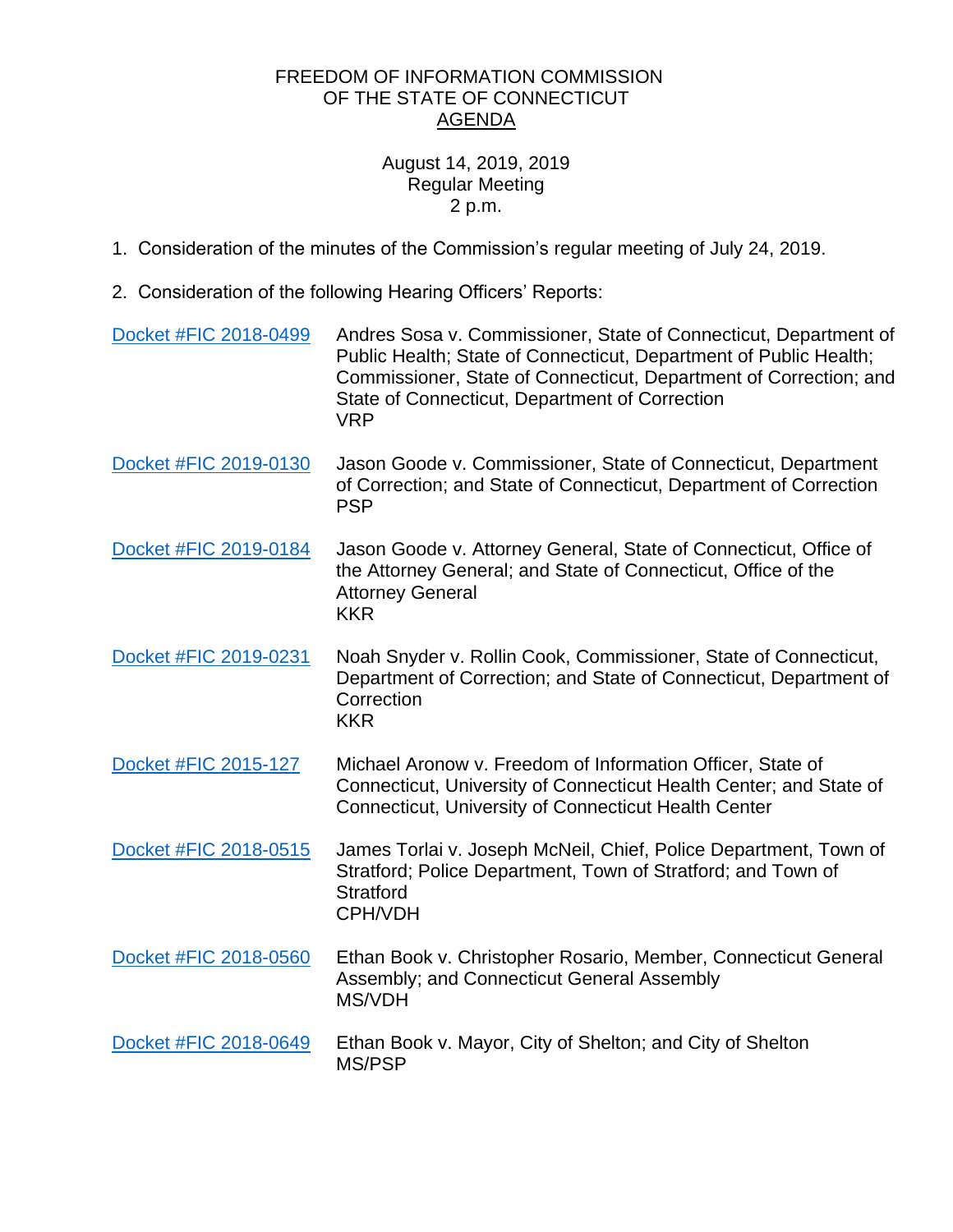# FREEDOM OF INFORMATION COMMISSION OF THE STATE OF CONNECTICUT

## AGENDA

August 14, 2019, 2019
Regular Meeting
2 p.m.

1. Consideration of the minutes of the Commission's regular meeting of July 24, 2019.

2. Consideration of the following Hearing Officers' Reports:

| Docket | Case |
|---|---|
| Docket #FIC 2018-0499 | Andres Sosa v. Commissioner, State of Connecticut, Department of Public Health; State of Connecticut, Department of Public Health; Commissioner, State of Connecticut, Department of Correction; and State of Connecticut, Department of Correction<br>VRP |
| Docket #FIC 2019-0130 | Jason Goode v. Commissioner, State of Connecticut, Department of Correction; and State of Connecticut, Department of Correction<br>PSP |
| Docket #FIC 2019-0184 | Jason Goode v. Attorney General, State of Connecticut, Office of the Attorney General; and State of Connecticut, Office of the Attorney General<br>KKR |
| Docket #FIC 2019-0231 | Noah Snyder v. Rollin Cook, Commissioner, State of Connecticut, Department of Correction; and State of Connecticut, Department of Correction<br>KKR |
| Docket #FIC 2015-127 | Michael Aronow v. Freedom of Information Officer, State of Connecticut, University of Connecticut Health Center; and State of Connecticut, University of Connecticut Health Center |
| Docket #FIC 2018-0515 | James Torlai v. Joseph McNeil, Chief, Police Department, Town of Stratford; Police Department, Town of Stratford; and Town of Stratford<br>CPH/VDH |
| Docket #FIC 2018-0560 | Ethan Book v. Christopher Rosario, Member, Connecticut General Assembly; and Connecticut General Assembly<br>MS/VDH |
| Docket #FIC 2018-0649 | Ethan Book v. Mayor, City of Shelton; and City of Shelton<br>MS/PSP |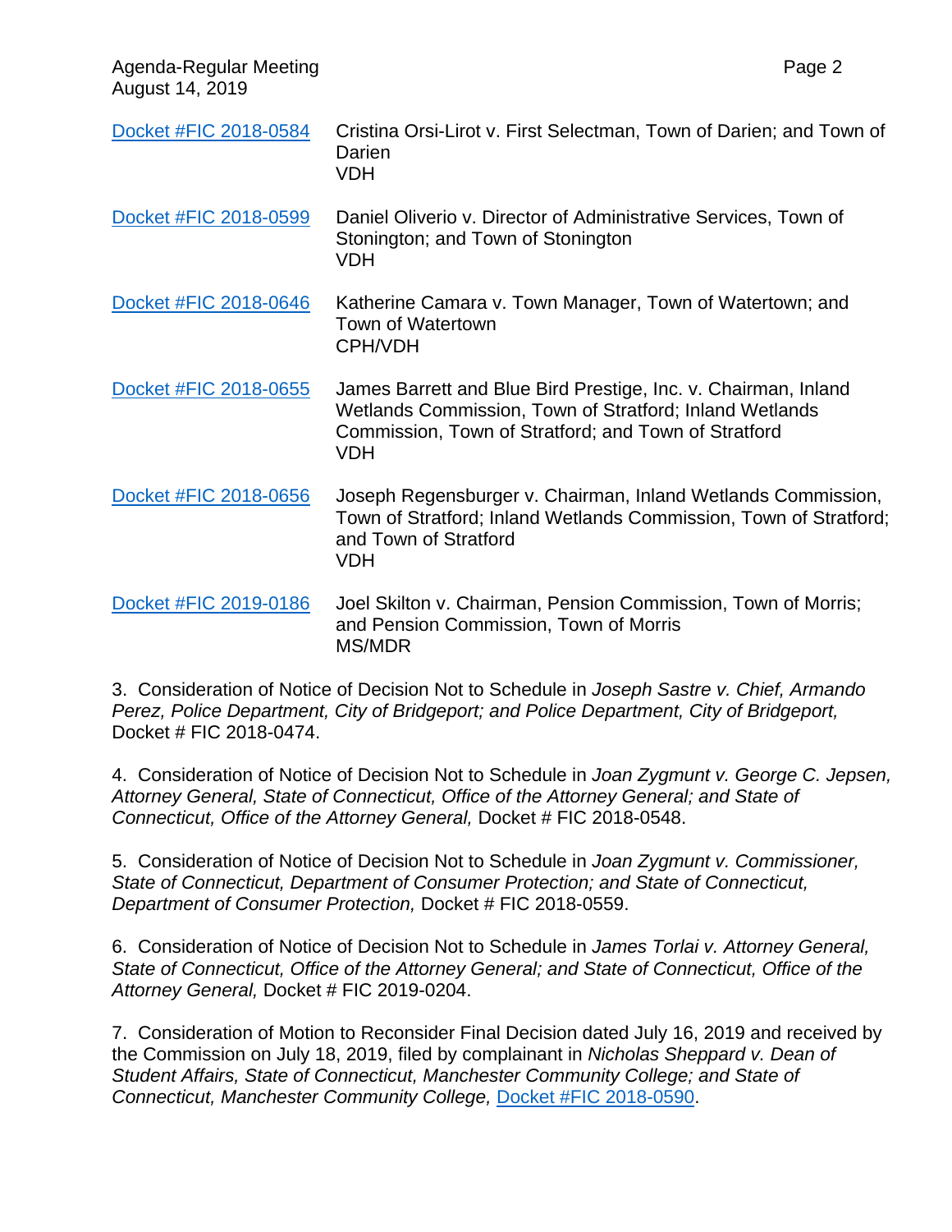| | |
|---|---|
| Docket #FIC 2018-0584 | Cristina Orsi-Lirot v. First Selectman, Town of Darien; and Town of Darien<br>VDH |
| Docket #FIC 2018-0599 | Daniel Oliverio v. Director of Administrative Services, Town of Stonington; and Town of Stonington<br>VDH |
| Docket #FIC 2018-0646 | Katherine Camara v. Town Manager, Town of Watertown; and Town of Watertown<br>CPH/VDH |
| Docket #FIC 2018-0655 | James Barrett and Blue Bird Prestige, Inc. v. Chairman, Inland Wetlands Commission, Town of Stratford; Inland Wetlands Commission, Town of Stratford; and Town of Stratford<br>VDH |
| Docket #FIC 2018-0656 | Joseph Regensburger v. Chairman, Inland Wetlands Commission, Town of Stratford; Inland Wetlands Commission, Town of Stratford; and Town of Stratford<br>VDH |
| Docket #FIC 2019-0186 | Joel Skilton v. Chairman, Pension Commission, Town of Morris; and Pension Commission, Town of Morris<br>MS/MDR |

3. Consideration of Notice of Decision Not to Schedule in *Joseph Sastre v. Chief, Armando Perez, Police Department, City of Bridgeport; and Police Department, City of Bridgeport,* Docket # FIC 2018-0474.

4. Consideration of Notice of Decision Not to Schedule in *Joan Zygmunt v. George C. Jepsen, Attorney General, State of Connecticut, Office of the Attorney General; and State of Connecticut, Office of the Attorney General,* Docket # FIC 2018-0548.

5. Consideration of Notice of Decision Not to Schedule in *Joan Zygmunt v. Commissioner, State of Connecticut, Department of Consumer Protection; and State of Connecticut, Department of Consumer Protection,* Docket # FIC 2018-0559.

6. Consideration of Notice of Decision Not to Schedule in *James Torlai v. Attorney General, State of Connecticut, Office of the Attorney General; and State of Connecticut, Office of the Attorney General,* Docket # FIC 2019-0204.

7. Consideration of Motion to Reconsider Final Decision dated July 16, 2019 and received by the Commission on July 18, 2019, filed by complainant in *Nicholas Sheppard v. Dean of Student Affairs, State of Connecticut, Manchester Community College; and State of Connecticut, Manchester Community College,* Docket #FIC 2018-0590.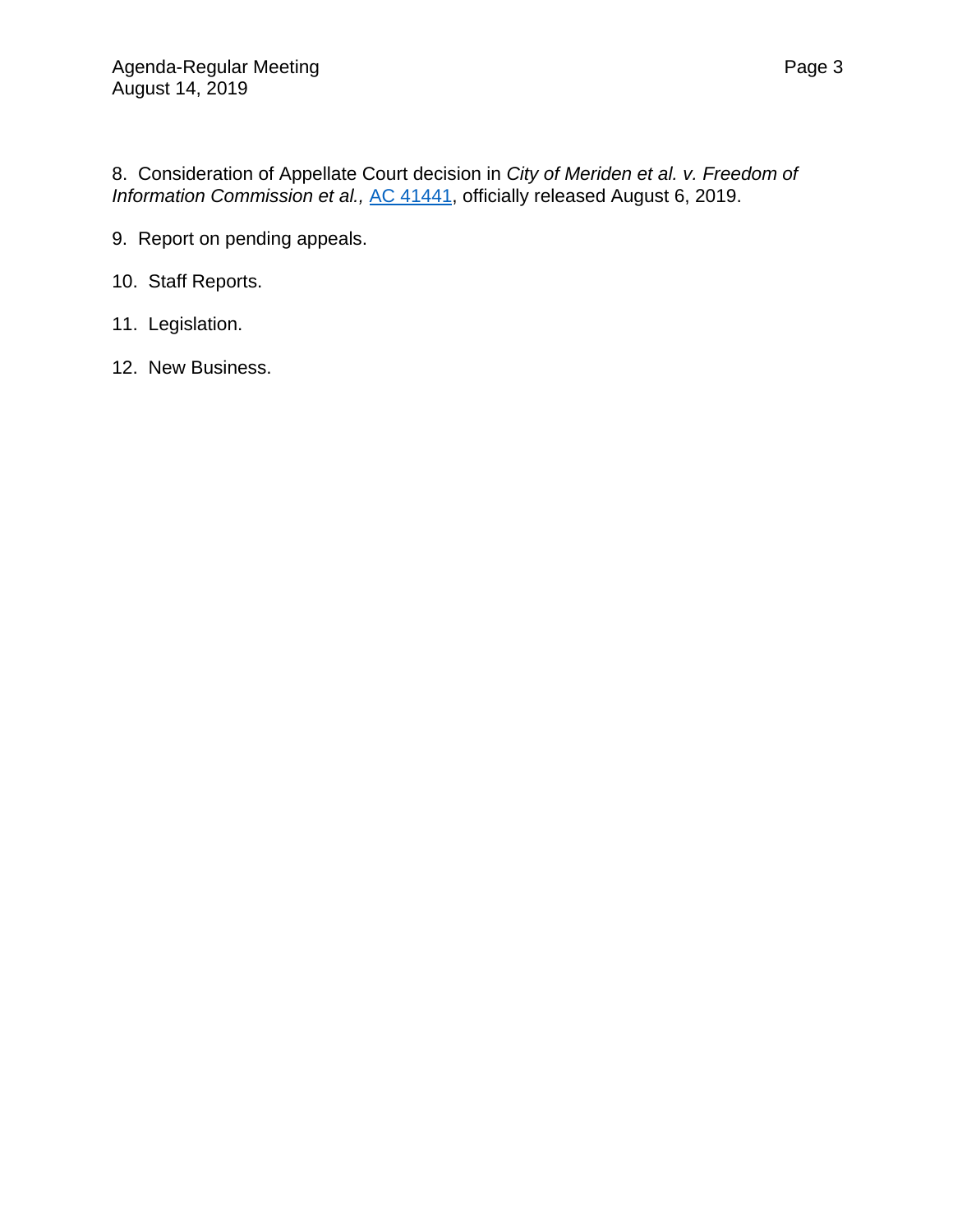8. Consideration of Appellate Court decision in *City of Meriden et al. v. Freedom of Information Commission et al.,* AC 41441, officially released August 6, 2019.

9. Report on pending appeals.

10. Staff Reports.

11. Legislation.

12. New Business.